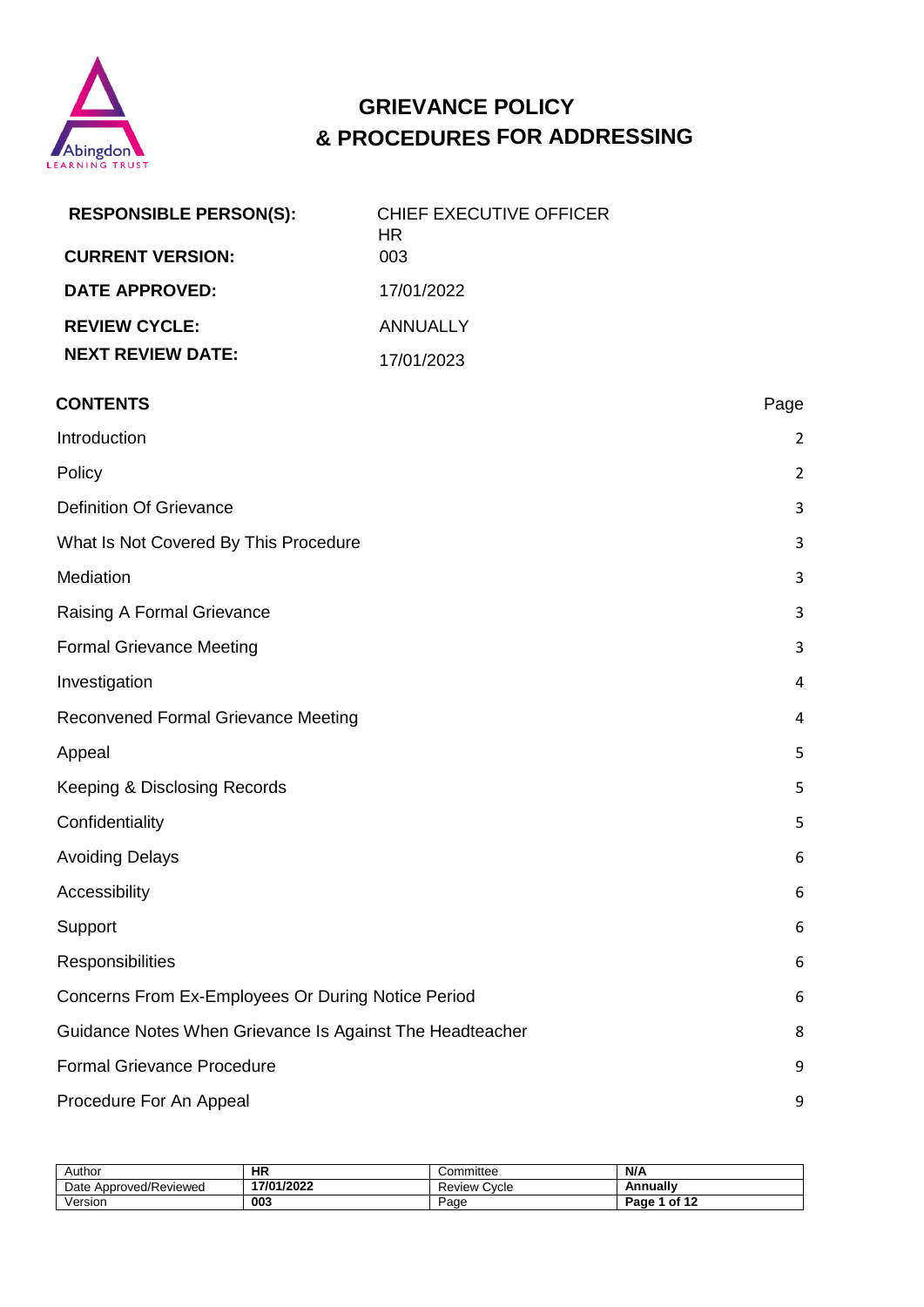# GRIEVANCE POLICY & PROCEDURES FOR ADDRESSING

| | |
|---|---|
| **RESPONSIBLE PERSON(S):** | CHIEF EXECUTIVE OFFICER HR |
| **CURRENT VERSION:** | 003 |
| **DATE APPROVED:** | 17/01/2022 |
| **REVIEW CYCLE:** | ANNUALLY |
| **NEXT REVIEW DATE:** | 17/01/2023 |

| **CONTENTS** | Page |
|---|---|
| Introduction | 2 |
| Policy | 2 |
| Definition Of Grievance | 3 |
| What Is Not Covered By This Procedure | 3 |
| Mediation | 3 |
| Raising A Formal Grievance | 3 |
| Formal Grievance Meeting | 3 |
| Investigation | 4 |
| Reconvened Formal Grievance Meeting | 4 |
| Appeal | 5 |
| Keeping & Disclosing Records | 5 |
| Confidentiality | 5 |
| Avoiding Delays | 6 |
| Accessibility | 6 |
| Support | 6 |
| Responsibilities | 6 |
| Concerns From Ex-Employees Or During Notice Period | 6 |
| Guidance Notes When Grievance Is Against The Headteacher | 8 |
| Formal Grievance Procedure | 9 |
| Procedure For An Appeal | 9 |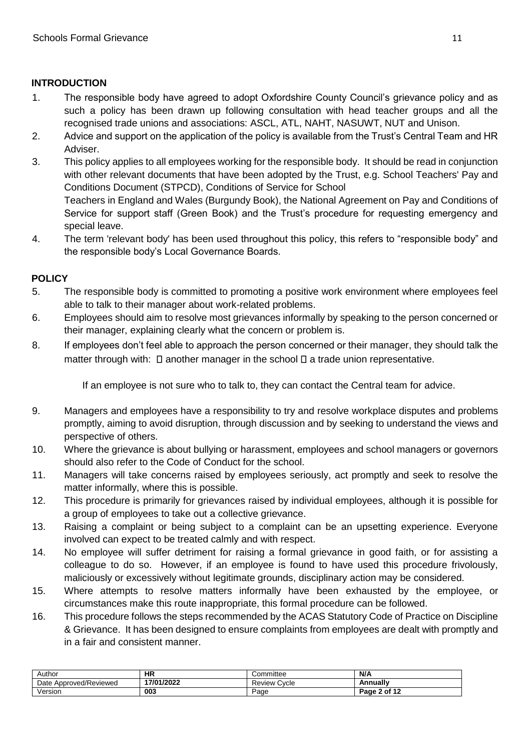## INTRODUCTION

1. The responsible body have agreed to adopt Oxfordshire County Council's grievance policy and as such a policy has been drawn up following consultation with head teacher groups and all the recognised trade unions and associations: ASCL, ATL, NAHT, NASUWT, NUT and Unison.
2. Advice and support on the application of the policy is available from the Trust's Central Team and HR Adviser.
3. This policy applies to all employees working for the responsible body. It should be read in conjunction with other relevant documents that have been adopted by the Trust, e.g. School Teachers' Pay and Conditions Document (STPCD), Conditions of Service for School Teachers in England and Wales (Burgundy Book), the National Agreement on Pay and Conditions of Service for support staff (Green Book) and the Trust's procedure for requesting emergency and special leave.
4. The term 'relevant body' has been used throughout this policy, this refers to "responsible body" and the responsible body's Local Governance Boards.

## POLICY

5. The responsible body is committed to promoting a positive work environment where employees feel able to talk to their manager about work-related problems.
6. Employees should aim to resolve most grievances informally by speaking to the person concerned or their manager, explaining clearly what the concern or problem is.
8. If employees don't feel able to approach the person concerned or their manager, they should talk the matter through with:
   - another manager in the school
   - a trade union representative.

   If an employee is not sure who to talk to, they can contact the Central team for advice.

9. Managers and employees have a responsibility to try and resolve workplace disputes and problems promptly, aiming to avoid disruption, through discussion and by seeking to understand the views and perspective of others.
10. Where the grievance is about bullying or harassment, employees and school managers or governors should also refer to the Code of Conduct for the school.
11. Managers will take concerns raised by employees seriously, act promptly and seek to resolve the matter informally, where this is possible.
12. This procedure is primarily for grievances raised by individual employees, although it is possible for a group of employees to take out a collective grievance.
13. Raising a complaint or being subject to a complaint can be an upsetting experience. Everyone involved can expect to be treated calmly and with respect.
14. No employee will suffer detriment for raising a formal grievance in good faith, or for assisting a colleague to do so. However, if an employee is found to have used this procedure frivolously, maliciously or excessively without legitimate grounds, disciplinary action may be considered.
15. Where attempts to resolve matters informally have been exhausted by the employee, or circumstances make this route inappropriate, this formal procedure can be followed.
16. This procedure follows the steps recommended by the ACAS Statutory Code of Practice on Discipline & Grievance. It has been designed to ensure complaints from employees are dealt with promptly and in a fair and consistent manner.

| Author | HR | Committee | N/A |
|---|---|---|---|
| Date Approved/Reviewed | 17/01/2022 | Review Cycle | Annually |
| Version | 003 | Page | Page 2 of 12 |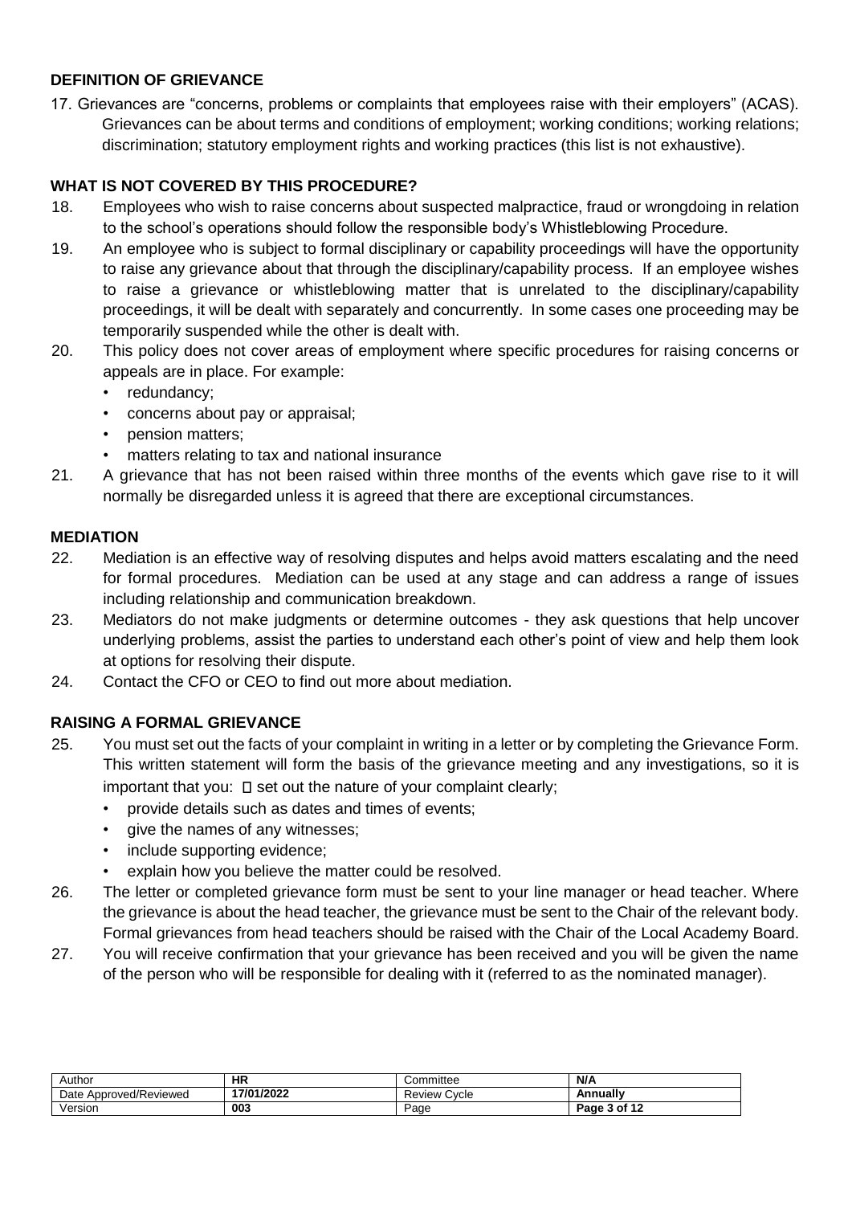## DEFINITION OF GRIEVANCE

17. Grievances are "concerns, problems or complaints that employees raise with their employers" (ACAS). Grievances can be about terms and conditions of employment; working conditions; working relations; discrimination; statutory employment rights and working practices (this list is not exhaustive).

## WHAT IS NOT COVERED BY THIS PROCEDURE?

18. Employees who wish to raise concerns about suspected malpractice, fraud or wrongdoing in relation to the school's operations should follow the responsible body's Whistleblowing Procedure.
19. An employee who is subject to formal disciplinary or capability proceedings will have the opportunity to raise any grievance about that through the disciplinary/capability process. If an employee wishes to raise a grievance or whistleblowing matter that is unrelated to the disciplinary/capability proceedings, it will be dealt with separately and concurrently. In some cases one proceeding may be temporarily suspended while the other is dealt with.
20. This policy does not cover areas of employment where specific procedures for raising concerns or appeals are in place. For example:
    - redundancy;
    - concerns about pay or appraisal;
    - pension matters;
    - matters relating to tax and national insurance
21. A grievance that has not been raised within three months of the events which gave rise to it will normally be disregarded unless it is agreed that there are exceptional circumstances.

## MEDIATION

22. Mediation is an effective way of resolving disputes and helps avoid matters escalating and the need for formal procedures. Mediation can be used at any stage and can address a range of issues including relationship and communication breakdown.
23. Mediators do not make judgments or determine outcomes - they ask questions that help uncover underlying problems, assist the parties to understand each other's point of view and help them look at options for resolving their dispute.
24. Contact the CFO or CEO to find out more about mediation.

## RAISING A FORMAL GRIEVANCE

25. You must set out the facts of your complaint in writing in a letter or by completing the Grievance Form. This written statement will form the basis of the grievance meeting and any investigations, so it is important that you:
    - set out the nature of your complaint clearly;
    - provide details such as dates and times of events;
    - give the names of any witnesses;
    - include supporting evidence;
    - explain how you believe the matter could be resolved.
26. The letter or completed grievance form must be sent to your line manager or head teacher. Where the grievance is about the head teacher, the grievance must be sent to the Chair of the relevant body. Formal grievances from head teachers should be raised with the Chair of the Local Academy Board.
27. You will receive confirmation that your grievance has been received and you will be given the name of the person who will be responsible for dealing with it (referred to as the nominated manager).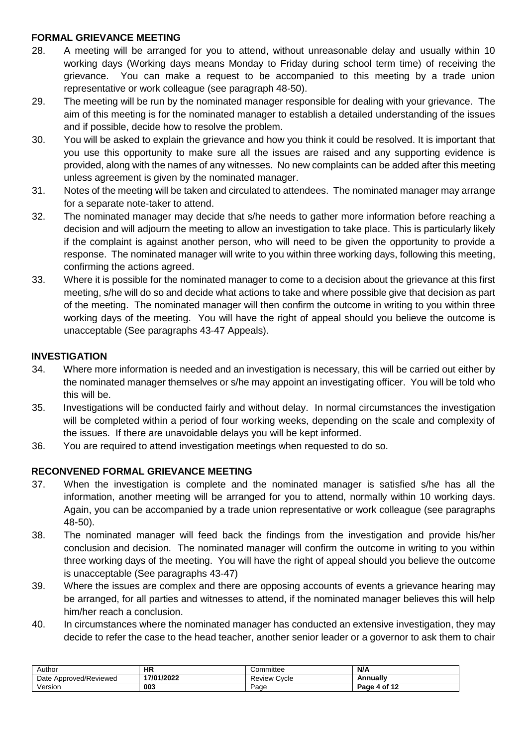## FORMAL GRIEVANCE MEETING

28. A meeting will be arranged for you to attend, without unreasonable delay and usually within 10 working days (Working days means Monday to Friday during school term time) of receiving the grievance. You can make a request to be accompanied to this meeting by a trade union representative or work colleague (see paragraph 48-50).
29. The meeting will be run by the nominated manager responsible for dealing with your grievance. The aim of this meeting is for the nominated manager to establish a detailed understanding of the issues and if possible, decide how to resolve the problem.
30. You will be asked to explain the grievance and how you think it could be resolved. It is important that you use this opportunity to make sure all the issues are raised and any supporting evidence is provided, along with the names of any witnesses. No new complaints can be added after this meeting unless agreement is given by the nominated manager.
31. Notes of the meeting will be taken and circulated to attendees. The nominated manager may arrange for a separate note-taker to attend.
32. The nominated manager may decide that s/he needs to gather more information before reaching a decision and will adjourn the meeting to allow an investigation to take place. This is particularly likely if the complaint is against another person, who will need to be given the opportunity to provide a response. The nominated manager will write to you within three working days, following this meeting, confirming the actions agreed.
33. Where it is possible for the nominated manager to come to a decision about the grievance at this first meeting, s/he will do so and decide what actions to take and where possible give that decision as part of the meeting. The nominated manager will then confirm the outcome in writing to you within three working days of the meeting. You will have the right of appeal should you believe the outcome is unacceptable (See paragraphs 43-47 Appeals).

## INVESTIGATION

34. Where more information is needed and an investigation is necessary, this will be carried out either by the nominated manager themselves or s/he may appoint an investigating officer. You will be told who this will be.
35. Investigations will be conducted fairly and without delay. In normal circumstances the investigation will be completed within a period of four working weeks, depending on the scale and complexity of the issues. If there are unavoidable delays you will be kept informed.
36. You are required to attend investigation meetings when requested to do so.

## RECONVENED FORMAL GRIEVANCE MEETING

37. When the investigation is complete and the nominated manager is satisfied s/he has all the information, another meeting will be arranged for you to attend, normally within 10 working days. Again, you can be accompanied by a trade union representative or work colleague (see paragraphs 48-50).
38. The nominated manager will feed back the findings from the investigation and provide his/her conclusion and decision. The nominated manager will confirm the outcome in writing to you within three working days of the meeting. You will have the right of appeal should you believe the outcome is unacceptable (See paragraphs 43-47)
39. Where the issues are complex and there are opposing accounts of events a grievance hearing may be arranged, for all parties and witnesses to attend, if the nominated manager believes this will help him/her reach a conclusion.
40. In circumstances where the nominated manager has conducted an extensive investigation, they may decide to refer the case to the head teacher, another senior leader or a governor to ask them to chair

| Author | HR | Committee | N/A |
|---|---|---|---|
| Date Approved/Reviewed | 17/01/2022 | Review Cycle | Annually |
| Version | 003 | Page | Page 4 of 12 |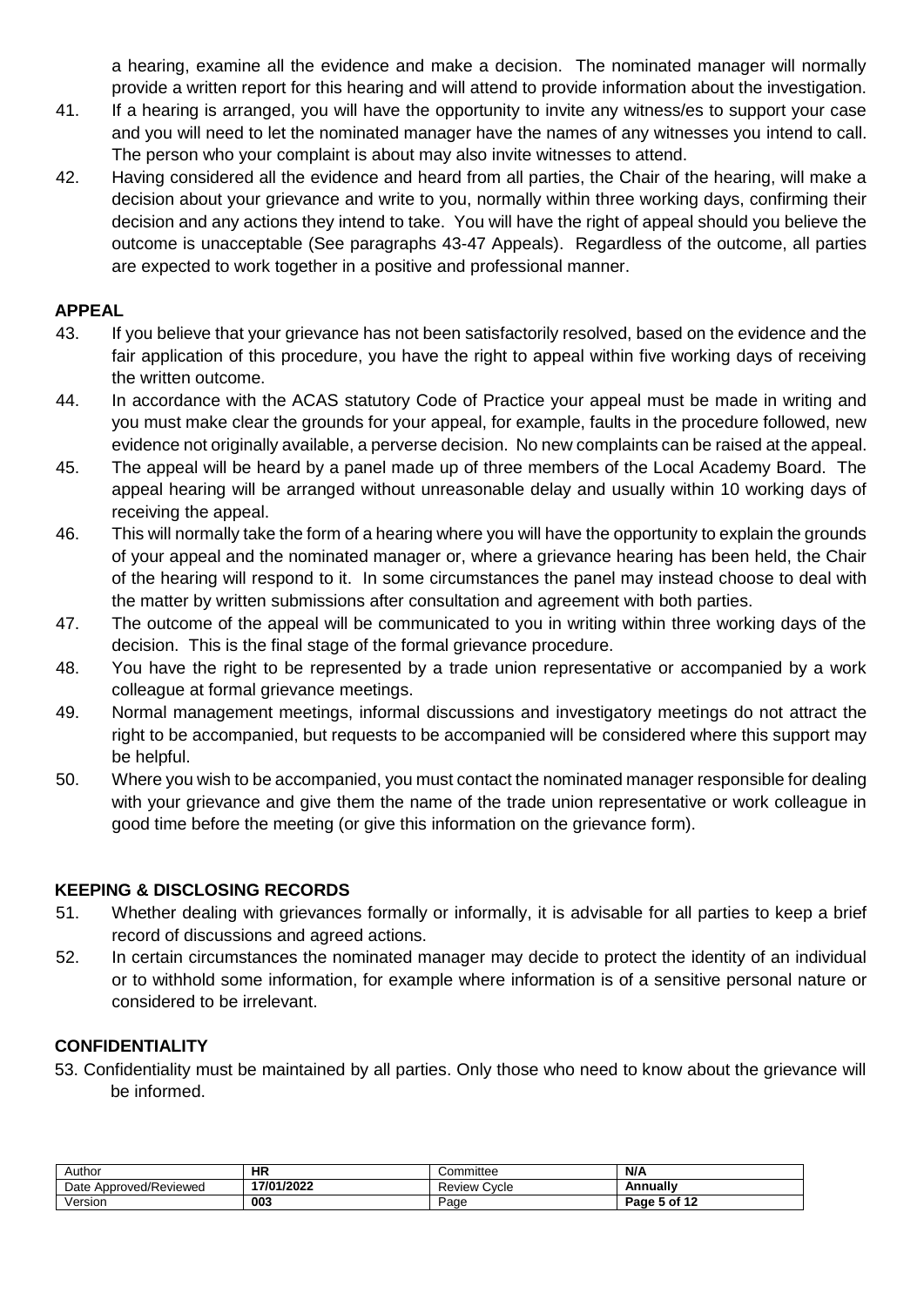a hearing, examine all the evidence and make a decision. The nominated manager will normally provide a written report for this hearing and will attend to provide information about the investigation.

41. If a hearing is arranged, you will have the opportunity to invite any witness/es to support your case and you will need to let the nominated manager have the names of any witnesses you intend to call. The person who your complaint is about may also invite witnesses to attend.
42. Having considered all the evidence and heard from all parties, the Chair of the hearing, will make a decision about your grievance and write to you, normally within three working days, confirming their decision and any actions they intend to take. You will have the right of appeal should you believe the outcome is unacceptable (See paragraphs 43-47 Appeals). Regardless of the outcome, all parties are expected to work together in a positive and professional manner.

## APPEAL

43. If you believe that your grievance has not been satisfactorily resolved, based on the evidence and the fair application of this procedure, you have the right to appeal within five working days of receiving the written outcome.
44. In accordance with the ACAS statutory Code of Practice your appeal must be made in writing and you must make clear the grounds for your appeal, for example, faults in the procedure followed, new evidence not originally available, a perverse decision. No new complaints can be raised at the appeal.
45. The appeal will be heard by a panel made up of three members of the Local Academy Board. The appeal hearing will be arranged without unreasonable delay and usually within 10 working days of receiving the appeal.
46. This will normally take the form of a hearing where you will have the opportunity to explain the grounds of your appeal and the nominated manager or, where a grievance hearing has been held, the Chair of the hearing will respond to it. In some circumstances the panel may instead choose to deal with the matter by written submissions after consultation and agreement with both parties.
47. The outcome of the appeal will be communicated to you in writing within three working days of the decision. This is the final stage of the formal grievance procedure.
48. You have the right to be represented by a trade union representative or accompanied by a work colleague at formal grievance meetings.
49. Normal management meetings, informal discussions and investigatory meetings do not attract the right to be accompanied, but requests to be accompanied will be considered where this support may be helpful.
50. Where you wish to be accompanied, you must contact the nominated manager responsible for dealing with your grievance and give them the name of the trade union representative or work colleague in good time before the meeting (or give this information on the grievance form).

## KEEPING & DISCLOSING RECORDS

51. Whether dealing with grievances formally or informally, it is advisable for all parties to keep a brief record of discussions and agreed actions.
52. In certain circumstances the nominated manager may decide to protect the identity of an individual or to withhold some information, for example where information is of a sensitive personal nature or considered to be irrelevant.

## CONFIDENTIALITY

53. Confidentiality must be maintained by all parties. Only those who need to know about the grievance will be informed.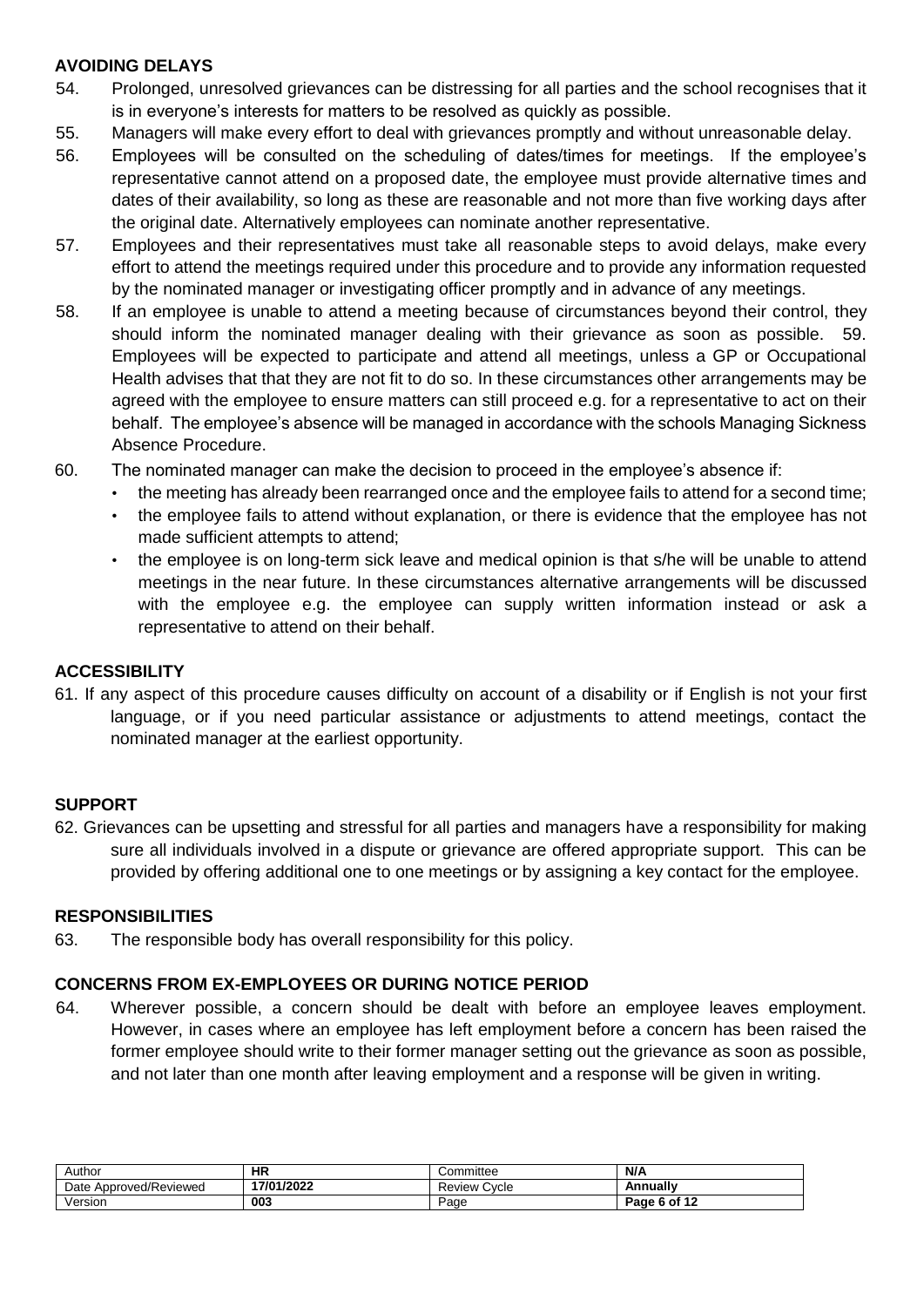## AVOIDING DELAYS

54. Prolonged, unresolved grievances can be distressing for all parties and the school recognises that it is in everyone's interests for matters to be resolved as quickly as possible.
55. Managers will make every effort to deal with grievances promptly and without unreasonable delay.
56. Employees will be consulted on the scheduling of dates/times for meetings. If the employee's representative cannot attend on a proposed date, the employee must provide alternative times and dates of their availability, so long as these are reasonable and not more than five working days after the original date. Alternatively employees can nominate another representative.
57. Employees and their representatives must take all reasonable steps to avoid delays, make every effort to attend the meetings required under this procedure and to provide any information requested by the nominated manager or investigating officer promptly and in advance of any meetings.
58. If an employee is unable to attend a meeting because of circumstances beyond their control, they should inform the nominated manager dealing with their grievance as soon as possible. 59. Employees will be expected to participate and attend all meetings, unless a GP or Occupational Health advises that that they are not fit to do so. In these circumstances other arrangements may be agreed with the employee to ensure matters can still proceed e.g. for a representative to act on their behalf. The employee's absence will be managed in accordance with the schools Managing Sickness Absence Procedure.
60. The nominated manager can make the decision to proceed in the employee's absence if:
    - the meeting has already been rearranged once and the employee fails to attend for a second time;
    - the employee fails to attend without explanation, or there is evidence that the employee has not made sufficient attempts to attend;
    - the employee is on long-term sick leave and medical opinion is that s/he will be unable to attend meetings in the near future. In these circumstances alternative arrangements will be discussed with the employee e.g. the employee can supply written information instead or ask a representative to attend on their behalf.

## ACCESSIBILITY

61. If any aspect of this procedure causes difficulty on account of a disability or if English is not your first language, or if you need particular assistance or adjustments to attend meetings, contact the nominated manager at the earliest opportunity.

## SUPPORT

62. Grievances can be upsetting and stressful for all parties and managers have a responsibility for making sure all individuals involved in a dispute or grievance are offered appropriate support. This can be provided by offering additional one to one meetings or by assigning a key contact for the employee.

## RESPONSIBILITIES

63. The responsible body has overall responsibility for this policy.

## CONCERNS FROM EX-EMPLOYEES OR DURING NOTICE PERIOD

64. Wherever possible, a concern should be dealt with before an employee leaves employment. However, in cases where an employee has left employment before a concern has been raised the former employee should write to their former manager setting out the grievance as soon as possible, and not later than one month after leaving employment and a response will be given in writing.

| Author | HR | Committee | N/A |
|---|---|---|---|
| Date Approved/Reviewed | 17/01/2022 | Review Cycle | Annually |
| Version | 003 | Page | Page 6 of 12 |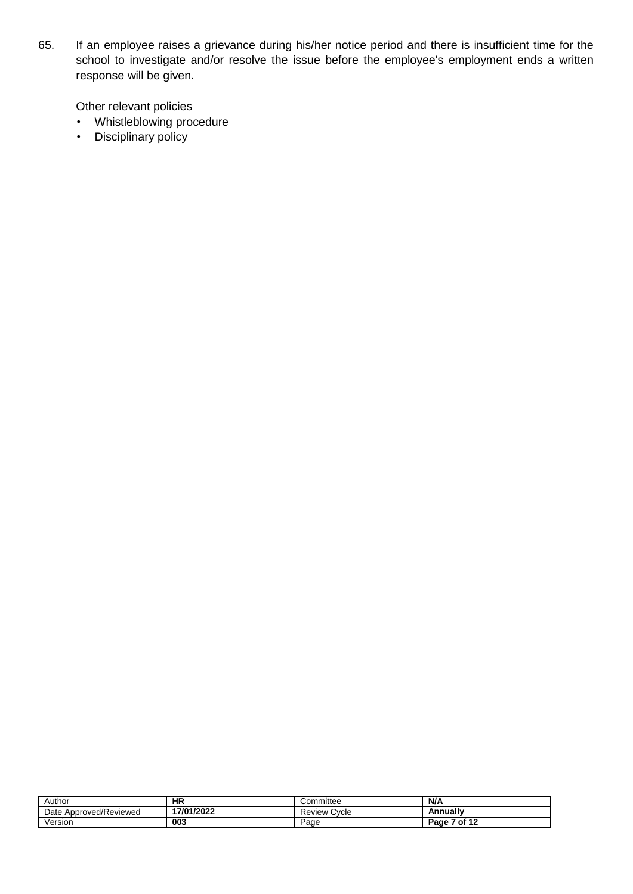65. If an employee raises a grievance during his/her notice period and there is insufficient time for the school to investigate and/or resolve the issue before the employee's employment ends a written response will be given.

Other relevant policies

- Whistleblowing procedure
- Disciplinary policy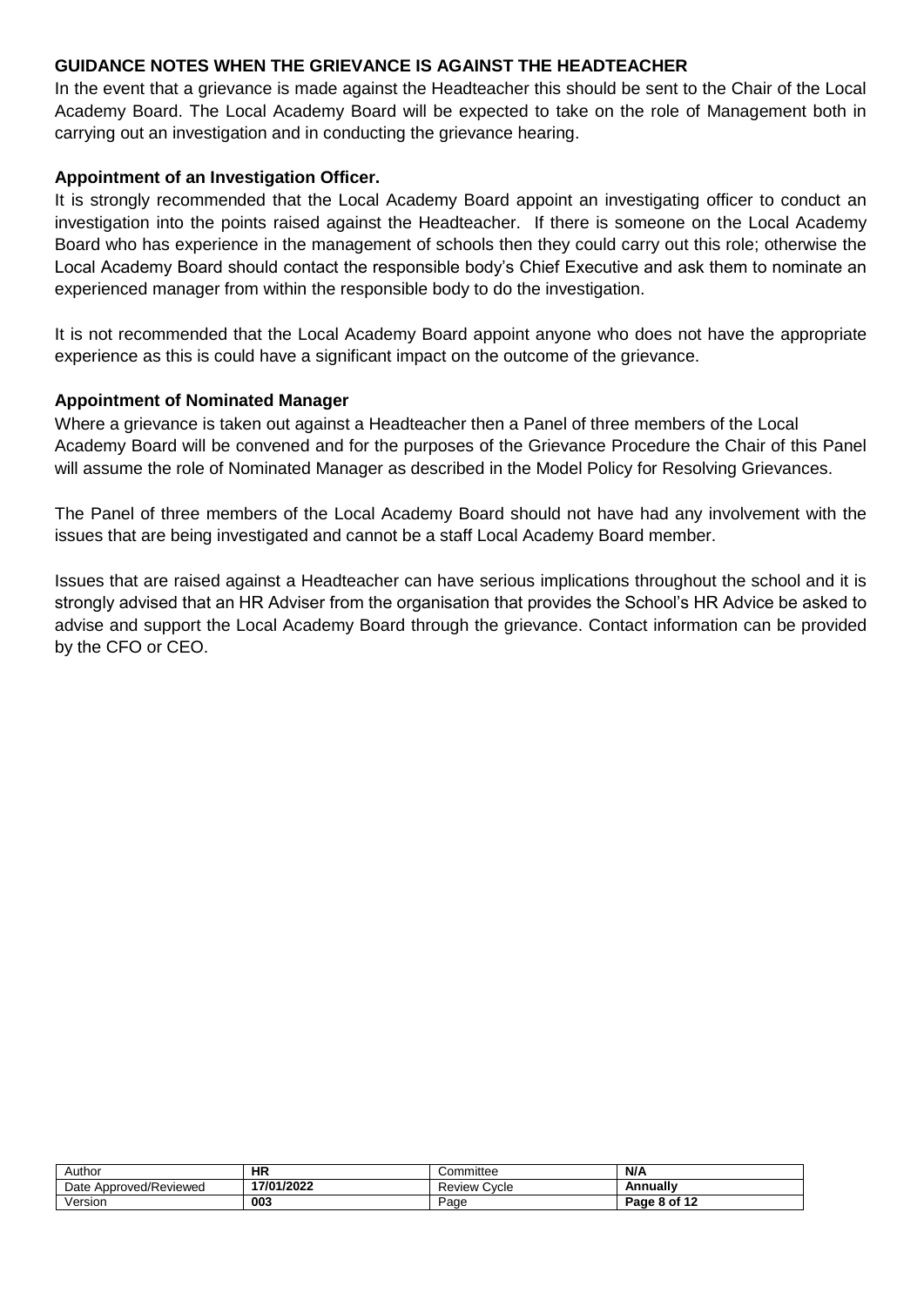**GUIDANCE NOTES WHEN THE GRIEVANCE IS AGAINST THE HEADTEACHER**

In the event that a grievance is made against the Headteacher this should be sent to the Chair of the Local Academy Board. The Local Academy Board will be expected to take on the role of Management both in carrying out an investigation and in conducting the grievance hearing.

**Appointment of an Investigation Officer.**

It is strongly recommended that the Local Academy Board appoint an investigating officer to conduct an investigation into the points raised against the Headteacher. If there is someone on the Local Academy Board who has experience in the management of schools then they could carry out this role; otherwise the Local Academy Board should contact the responsible body's Chief Executive and ask them to nominate an experienced manager from within the responsible body to do the investigation.

It is not recommended that the Local Academy Board appoint anyone who does not have the appropriate experience as this is could have a significant impact on the outcome of the grievance.

**Appointment of Nominated Manager**

Where a grievance is taken out against a Headteacher then a Panel of three members of the Local Academy Board will be convened and for the purposes of the Grievance Procedure the Chair of this Panel will assume the role of Nominated Manager as described in the Model Policy for Resolving Grievances.

The Panel of three members of the Local Academy Board should not have had any involvement with the issues that are being investigated and cannot be a staff Local Academy Board member.

Issues that are raised against a Headteacher can have serious implications throughout the school and it is strongly advised that an HR Adviser from the organisation that provides the School's HR Advice be asked to advise and support the Local Academy Board through the grievance. Contact information can be provided by the CFO or CEO.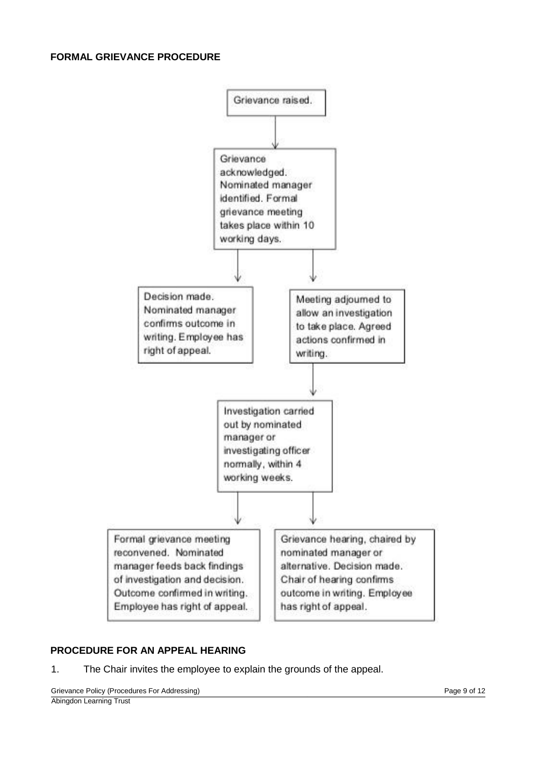**FORMAL GRIEVANCE PROCEDURE**

Grievance raised.

↓

Grievance acknowledged. Nominated manager identified. Formal grievance meeting takes place within 10 working days.

↓ ↓

Decision made. Nominated manager confirms outcome in writing. Employee has right of appeal.

Meeting adjourned to allow an investigation to take place. Agreed actions confirmed in writing.

↓

Investigation carried out by nominated manager or investigating officer normally, within 4 working weeks.

↓ ↓

Formal grievance meeting reconvened. Nominated manager feeds back findings of investigation and decision. Outcome confirmed in writing. Employee has right of appeal.

Grievance hearing, chaired by nominated manager or alternative. Decision made. Chair of hearing confirms outcome in writing. Employee has right of appeal.

**PROCEDURE FOR AN APPEAL HEARING**

1. The Chair invites the employee to explain the grounds of the appeal.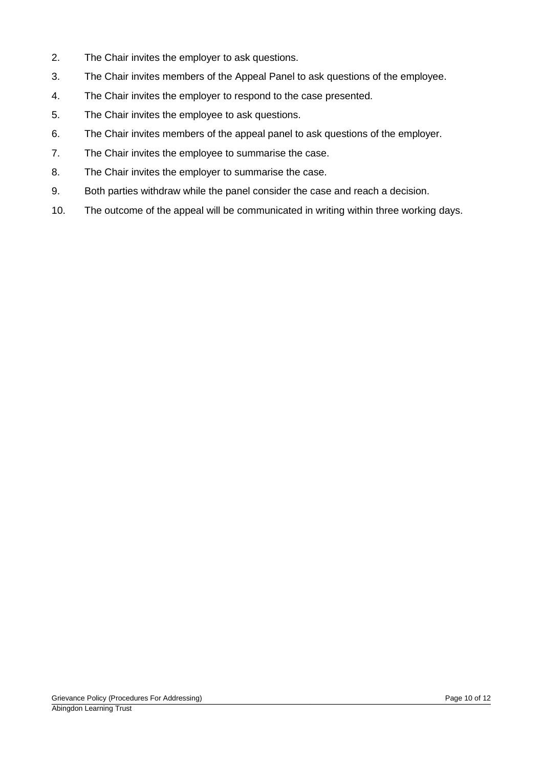2. The Chair invites the employer to ask questions.
3. The Chair invites members of the Appeal Panel to ask questions of the employee.
4. The Chair invites the employer to respond to the case presented.
5. The Chair invites the employee to ask questions.
6. The Chair invites members of the appeal panel to ask questions of the employer.
7. The Chair invites the employee to summarise the case.
8. The Chair invites the employer to summarise the case.
9. Both parties withdraw while the panel consider the case and reach a decision.
10. The outcome of the appeal will be communicated in writing within three working days.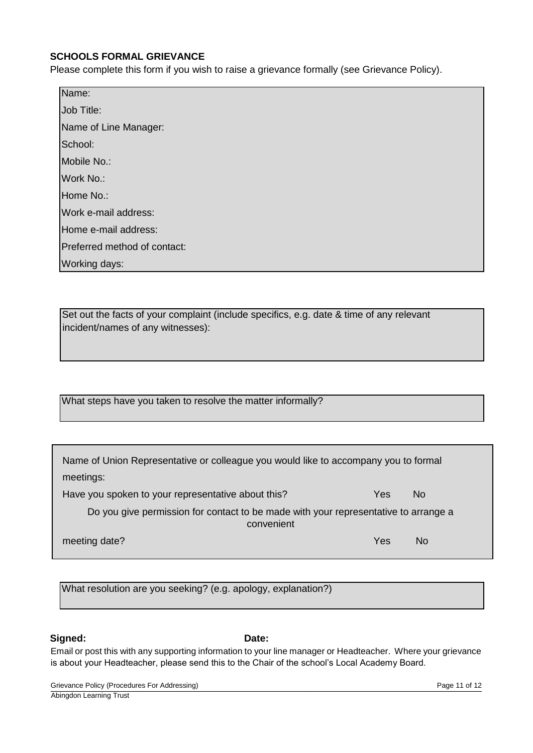**SCHOOLS FORMAL GRIEVANCE**

Please complete this form if you wish to raise a grievance formally (see Grievance Policy).

| |
|---|
| Name: |
| Job Title: |
| Name of Line Manager: |
| School: |
| Mobile No.: |
| Work No.: |
| Home No.: |
| Work e-mail address: |
| Home e-mail address: |
| Preferred method of contact: |
| Working days: |

| |
|---|
| Set out the facts of your complaint (include specifics, e.g. date & time of any relevant incident/names of any witnesses): |

| |
|---|
| What steps have you taken to resolve the matter informally? |

| | | |
|---|---|---|
| Name of Union Representative or colleague you would like to accompany you to formal meetings: | | |
| Have you spoken to your representative about this? | Yes | No |
| Do you give permission for contact to be made with your representative to arrange a convenient meeting date? | Yes | No |

| |
|---|
| What resolution are you seeking? (e.g. apology, explanation?) |

**Signed:** **Date:**

Email or post this with any supporting information to your line manager or Headteacher. Where your grievance is about your Headteacher, please send this to the Chair of the school's Local Academy Board.